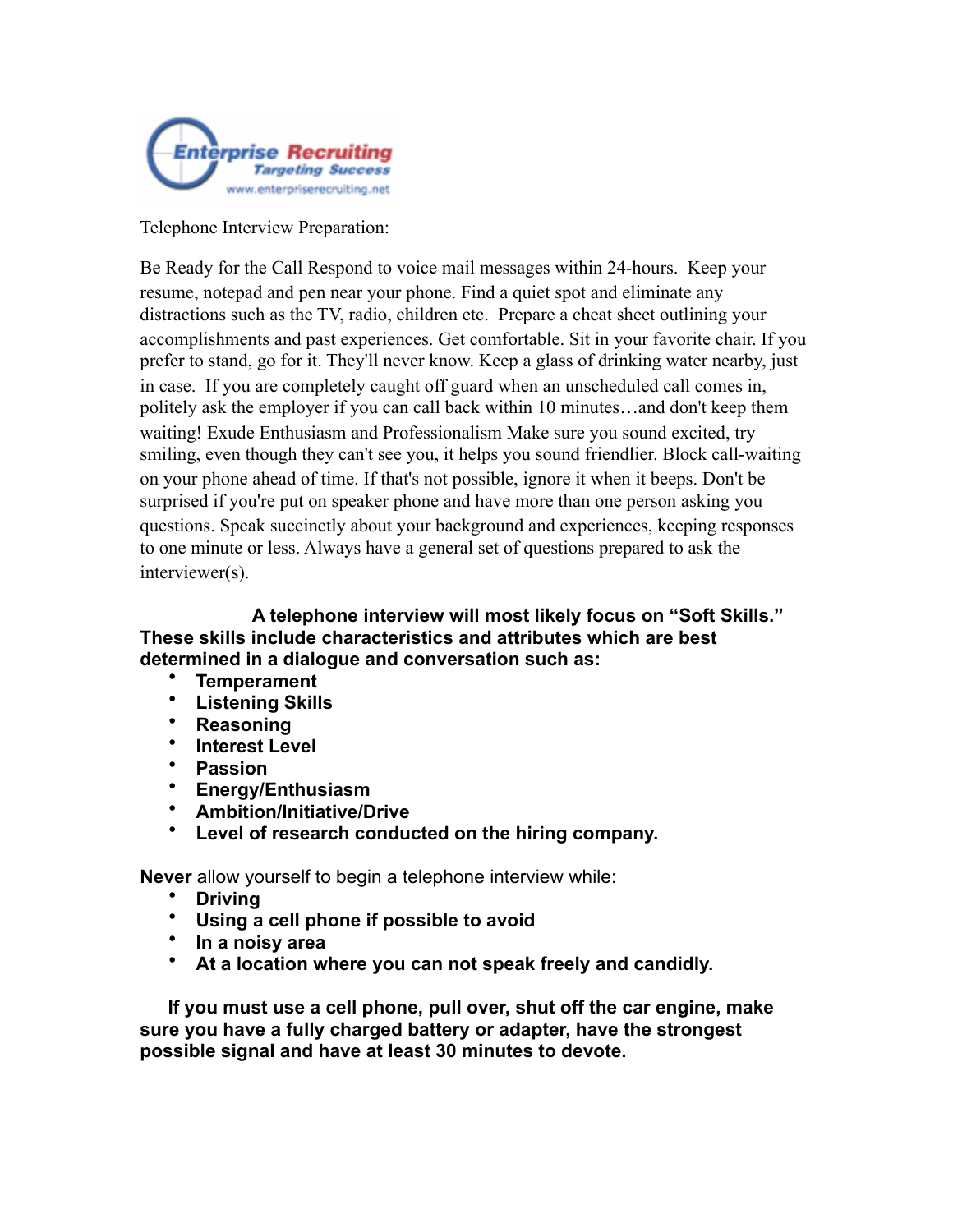Enterprise Recruiting
Targeting Success
www.enterpriserecruiting.net

Telephone Interview Preparation:

Be Ready for the Call Respond to voice mail messages within 24-hours. Keep your resume, notepad and pen near your phone. Find a quiet spot and eliminate any distractions such as the TV, radio, children etc. Prepare a cheat sheet outlining your accomplishments and past experiences. Get comfortable. Sit in your favorite chair. If you prefer to stand, go for it. They'll never know. Keep a glass of drinking water nearby, just in case. If you are completely caught off guard when an unscheduled call comes in, politely ask the employer if you can call back within 10 minutes…and don't keep them waiting! Exude Enthusiasm and Professionalism Make sure you sound excited, try smiling, even though they can't see you, it helps you sound friendlier. Block call-waiting on your phone ahead of time. If that's not possible, ignore it when it beeps. Don't be surprised if you're put on speaker phone and have more than one person asking you questions. Speak succinctly about your background and experiences, keeping responses to one minute or less. Always have a general set of questions prepared to ask the interviewer(s).

**A telephone interview will most likely focus on "Soft Skills." These skills include characteristics and attributes which are best determined in a dialogue and conversation such as:**

- **Temperament**
- **Listening Skills**
- **Reasoning**
- **Interest Level**
- **Passion**
- **Energy/Enthusiasm**
- **Ambition/Initiative/Drive**
- **Level of research conducted on the hiring company.**

**Never** allow yourself to begin a telephone interview while:

- **Driving**
- **Using a cell phone if possible to avoid**
- **In a noisy area**
- **At a location where you can not speak freely and candidly.**

**If you must use a cell phone, pull over, shut off the car engine, make sure you have a fully charged battery or adapter, have the strongest possible signal and have at least 30 minutes to devote.**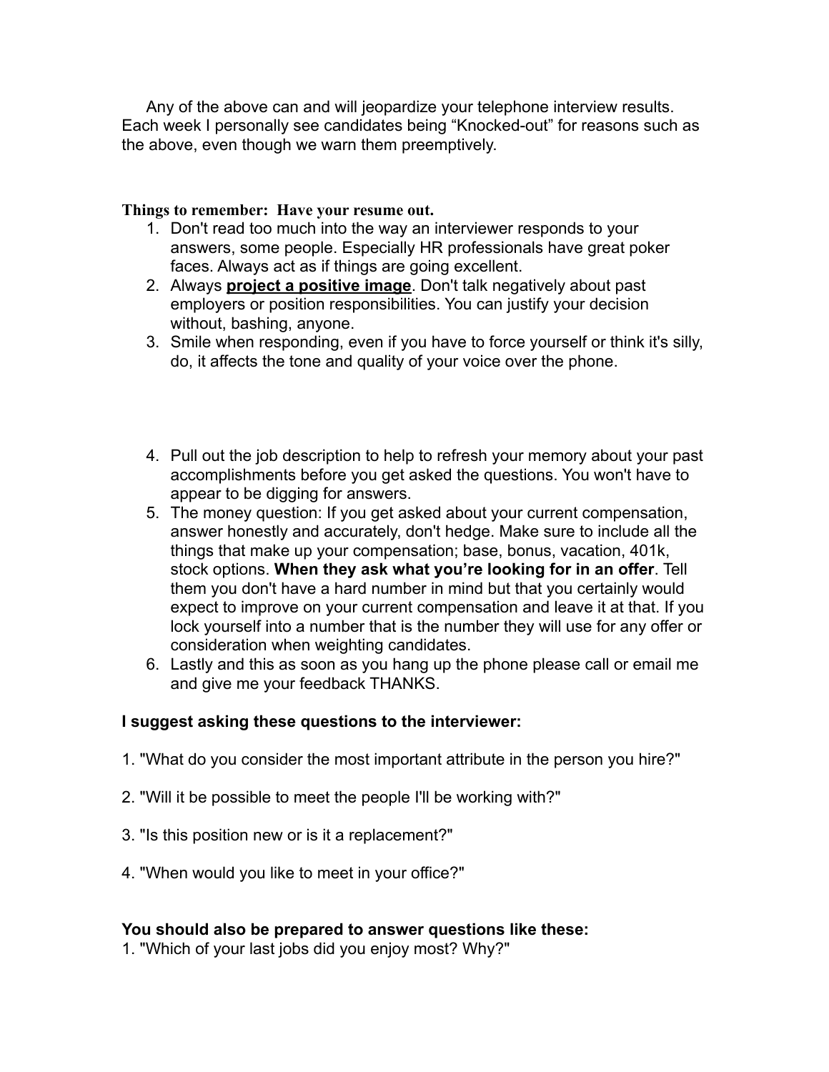Any of the above can and will jeopardize your telephone interview results. Each week I personally see candidates being "Knocked-out" for reasons such as the above, even though we warn them preemptively.

**Things to remember: Have your resume out.**

1. Don't read too much into the way an interviewer responds to your answers, some people. Especially HR professionals have great poker faces. Always act as if things are going excellent.
2. Always **project a positive image**. Don't talk negatively about past employers or position responsibilities. You can justify your decision without, bashing, anyone.
3. Smile when responding, even if you have to force yourself or think it's silly, do, it affects the tone and quality of your voice over the phone.
4. Pull out the job description to help to refresh your memory about your past accomplishments before you get asked the questions. You won't have to appear to be digging for answers.
5. The money question: If you get asked about your current compensation, answer honestly and accurately, don't hedge. Make sure to include all the things that make up your compensation; base, bonus, vacation, 401k, stock options. **When they ask what you're looking for in an offer**. Tell them you don't have a hard number in mind but that you certainly would expect to improve on your current compensation and leave it at that. If you lock yourself into a number that is the number they will use for any offer or consideration when weighting candidates.
6. Lastly and this as soon as you hang up the phone please call or email me and give me your feedback THANKS.

**I suggest asking these questions to the interviewer:**

1. "What do you consider the most important attribute in the person you hire?"

2. "Will it be possible to meet the people I'll be working with?"

3. "Is this position new or is it a replacement?"

4. "When would you like to meet in your office?"

**You should also be prepared to answer questions like these:**

1. "Which of your last jobs did you enjoy most? Why?"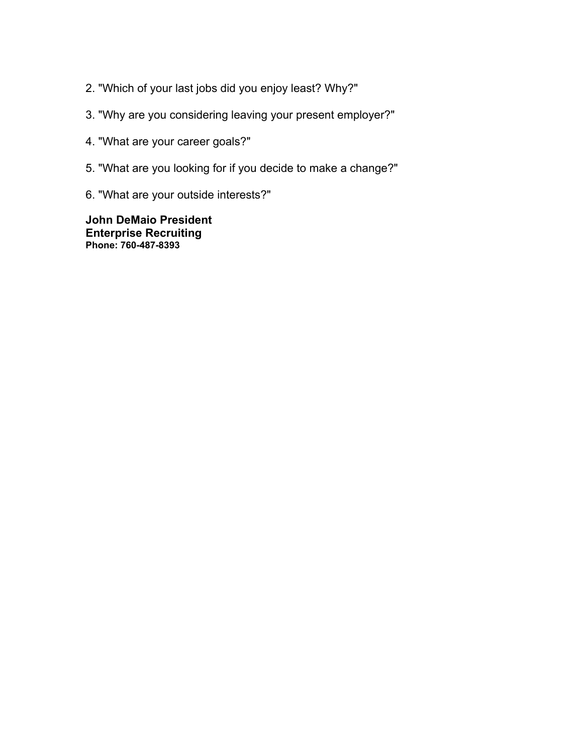2. "Which of your last jobs did you enjoy least? Why?"

3. "Why are you considering leaving your present employer?"

4. "What are your career goals?"

5. "What are you looking for if you decide to make a change?"

6. "What are your outside interests?"

**John DeMaio President**
**Enterprise Recruiting**
**Phone: 760-487-8393**